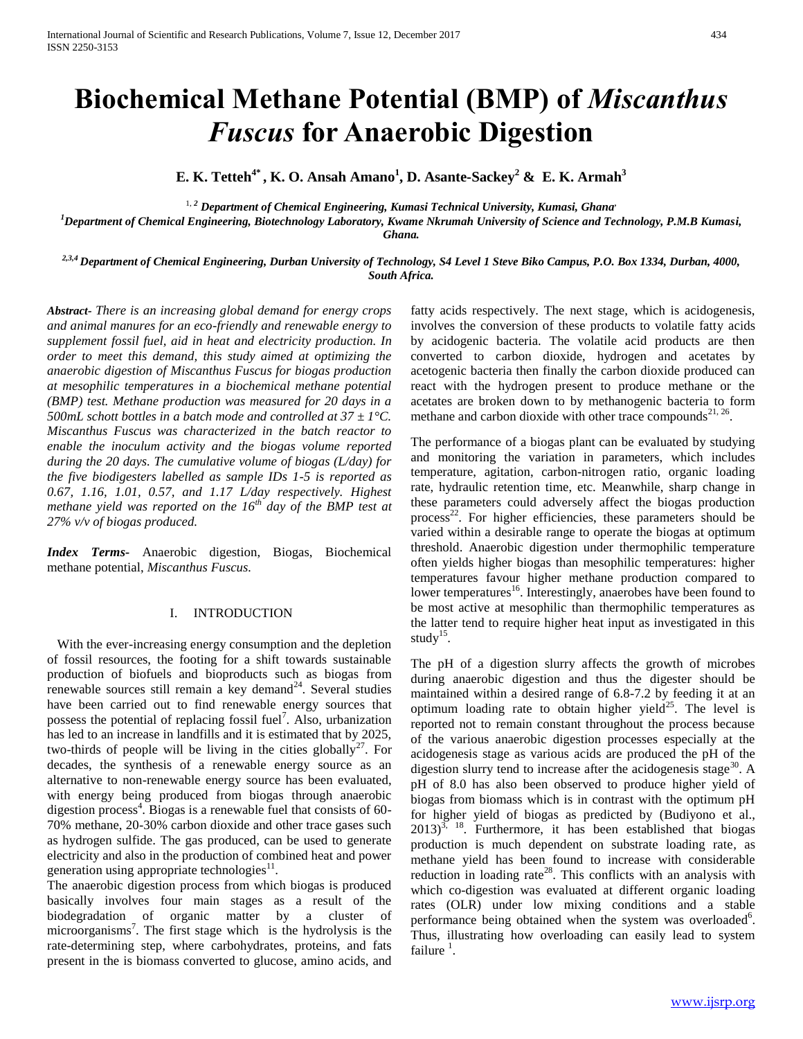# Biochemical Methane Potential (BMP) of *Miscanthus Fuscus* for Anaerobic Digestion

**E. K. Tetteh[4*], K. O. Ansah Amano[1], D. Asante-Sackey[2] & E. K. Armah[3]**

[1, 2] *Department of Chemical Engineering, Kumasi Technical University, Kumasi, Ghana*

[1] *Department of Chemical Engineering, Biotechnology Laboratory, Kwame Nkrumah University of Science and Technology, P.M.B Kumasi, Ghana.*

[2,3,4] *Department of Chemical Engineering, Durban University of Technology, S4 Level 1 Steve Biko Campus, P.O. Box 1334, Durban, 4000, South Africa.*

***Abstract***- *There is an increasing global demand for energy crops and animal manures for an eco-friendly and renewable energy to supplement fossil fuel, aid in heat and electricity production. In order to meet this demand, this study aimed at optimizing the anaerobic digestion of Miscanthus Fuscus for biogas production at mesophilic temperatures in a biochemical methane potential (BMP) test. Methane production was measured for 20 days in a 500mL schott bottles in a batch mode and controlled at 37 ± 1°C. Miscanthus Fuscus was characterized in the batch reactor to enable the inoculum activity and the biogas volume reported during the 20 days. The cumulative volume of biogas (L/day) for the five biodigesters labelled as sample IDs 1-5 is reported as 0.67, 1.16, 1.01, 0.57, and 1.17 L/day respectively. Highest methane yield was reported on the 16th day of the BMP test at 27% v/v of biogas produced.*

***Index Terms***- Anaerobic digestion, Biogas, Biochemical methane potential, *Miscanthus Fuscus.*

## I. INTRODUCTION

With the ever-increasing energy consumption and the depletion of fossil resources, the footing for a shift towards sustainable production of biofuels and bioproducts such as biogas from renewable sources still remain a key demand[24]. Several studies have been carried out to find renewable energy sources that possess the potential of replacing fossil fuel[7]. Also, urbanization has led to an increase in landfills and it is estimated that by 2025, two-thirds of people will be living in the cities globally[27]. For decades, the synthesis of a renewable energy source as an alternative to non-renewable energy source has been evaluated, with energy being produced from biogas through anaerobic digestion process[4]. Biogas is a renewable fuel that consists of 60-70% methane, 20-30% carbon dioxide and other trace gases such as hydrogen sulfide. The gas produced, can be used to generate electricity and also in the production of combined heat and power generation using appropriate technologies[11].

The anaerobic digestion process from which biogas is produced basically involves four main stages as a result of the biodegradation of organic matter by a cluster of microorganisms[7]. The first stage which is the hydrolysis is the rate-determining step, where carbohydrates, proteins, and fats present in the is biomass converted to glucose, amino acids, and fatty acids respectively. The next stage, which is acidogenesis, involves the conversion of these products to volatile fatty acids by acidogenic bacteria. The volatile acid products are then converted to carbon dioxide, hydrogen and acetates by acetogenic bacteria then finally the carbon dioxide produced can react with the hydrogen present to produce methane or the acetates are broken down to by methanogenic bacteria to form methane and carbon dioxide with other trace compounds[21, 26].

The performance of a biogas plant can be evaluated by studying and monitoring the variation in parameters, which includes temperature, agitation, carbon-nitrogen ratio, organic loading rate, hydraulic retention time, etc. Meanwhile, sharp change in these parameters could adversely affect the biogas production process[22]. For higher efficiencies, these parameters should be varied within a desirable range to operate the biogas at optimum threshold. Anaerobic digestion under thermophilic temperature often yields higher biogas than mesophilic temperatures: higher temperatures favour higher methane production compared to lower temperatures[16]. Interestingly, anaerobes have been found to be most active at mesophilic than thermophilic temperatures as the latter tend to require higher heat input as investigated in this study[15].

The pH of a digestion slurry affects the growth of microbes during anaerobic digestion and thus the digester should be maintained within a desired range of 6.8-7.2 by feeding it at an optimum loading rate to obtain higher yield[25]. The level is reported not to remain constant throughout the process because of the various anaerobic digestion processes especially at the acidogenesis stage as various acids are produced the pH of the digestion slurry tend to increase after the acidogenesis stage[30]. A pH of 8.0 has also been observed to produce higher yield of biogas from biomass which is in contrast with the optimum pH for higher yield of biogas as predicted by (Budiyono et al., 2013)[3, 18]. Furthermore, it has been established that biogas production is much dependent on substrate loading rate, as methane yield has been found to increase with considerable reduction in loading rate[28]. This conflicts with an analysis with which co-digestion was evaluated at different organic loading rates (OLR) under low mixing conditions and a stable performance being obtained when the system was overloaded[6]. Thus, illustrating how overloading can easily lead to system failure [1].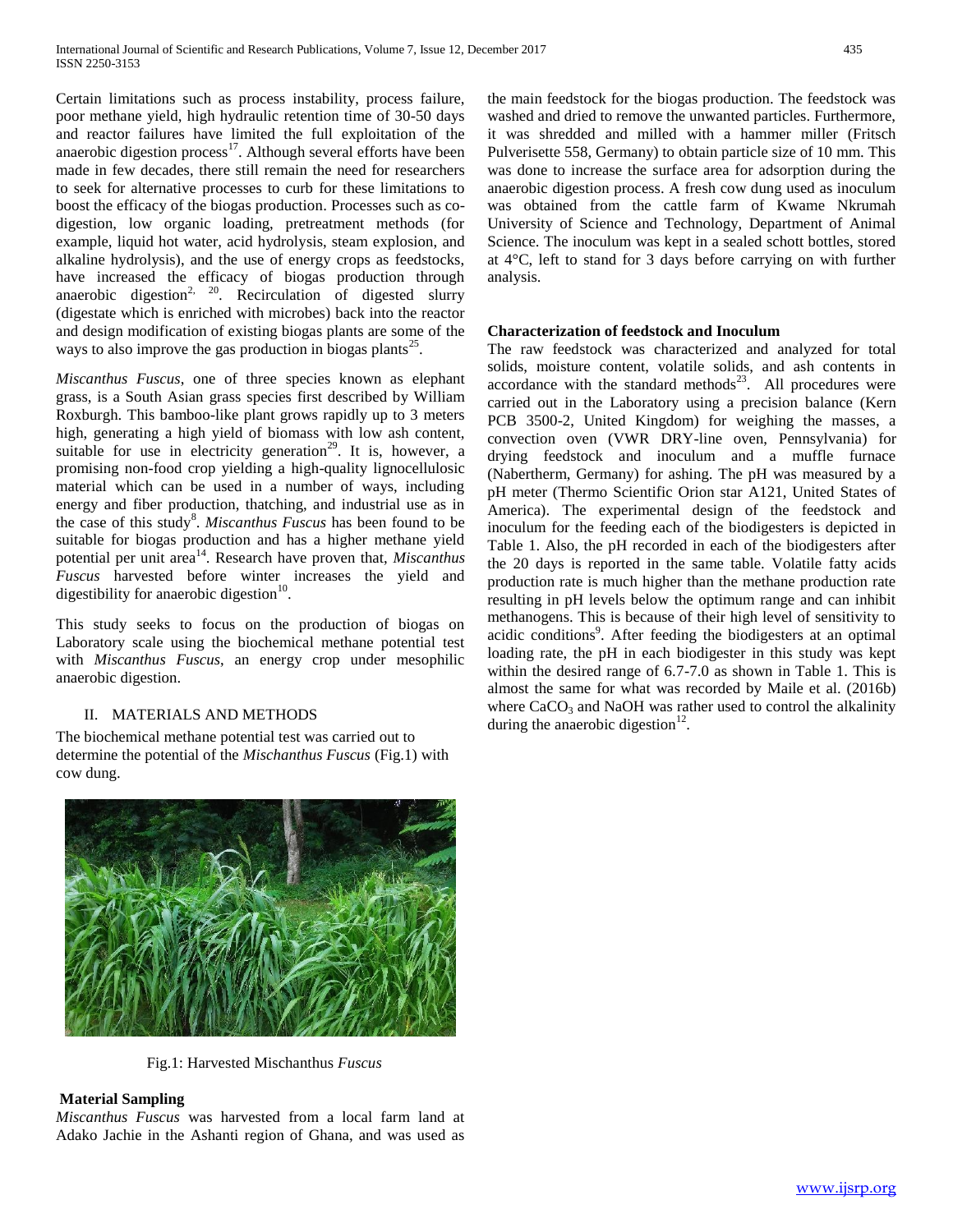Certain limitations such as process instability, process failure, poor methane yield, high hydraulic retention time of 30-50 days and reactor failures have limited the full exploitation of the anaerobic digestion process[17]. Although several efforts have been made in few decades, there still remain the need for researchers to seek for alternative processes to curb for these limitations to boost the efficacy of the biogas production. Processes such as co-digestion, low organic loading, pretreatment methods (for example, liquid hot water, acid hydrolysis, steam explosion, and alkaline hydrolysis), and the use of energy crops as feedstocks, have increased the efficacy of biogas production through anaerobic digestion[2, 20]. Recirculation of digested slurry (digestate which is enriched with microbes) back into the reactor and design modification of existing biogas plants are some of the ways to also improve the gas production in biogas plants[25].

*Miscanthus Fuscus*, one of three species known as elephant grass, is a South Asian grass species first described by William Roxburgh. This bamboo-like plant grows rapidly up to 3 meters high, generating a high yield of biomass with low ash content, suitable for use in electricity generation[29]. It is, however, a promising non-food crop yielding a high-quality lignocellulosic material which can be used in a number of ways, including energy and fiber production, thatching, and industrial use as in the case of this study[8]. *Miscanthus Fuscus* has been found to be suitable for biogas production and has a higher methane yield potential per unit area[14]. Research have proven that, *Miscanthus Fuscus* harvested before winter increases the yield and digestibility for anaerobic digestion[10].

This study seeks to focus on the production of biogas on Laboratory scale using the biochemical methane potential test with *Miscanthus Fuscus*, an energy crop under mesophilic anaerobic digestion.

## II. MATERIALS AND METHODS

The biochemical methane potential test was carried out to determine the potential of the *Mischanthus Fuscus* (Fig.1) with cow dung.

Fig.1: Harvested Mischanthus *Fuscus*

### Material Sampling

*Miscanthus Fuscus* was harvested from a local farm land at Adako Jachie in the Ashanti region of Ghana, and was used as the main feedstock for the biogas production. The feedstock was washed and dried to remove the unwanted particles. Furthermore, it was shredded and milled with a hammer miller (Fritsch Pulverisette 558, Germany) to obtain particle size of 10 mm. This was done to increase the surface area for adsorption during the anaerobic digestion process. A fresh cow dung used as inoculum was obtained from the cattle farm of Kwame Nkrumah University of Science and Technology, Department of Animal Science. The inoculum was kept in a sealed schott bottles, stored at 4°C, left to stand for 3 days before carrying on with further analysis.

### Characterization of feedstock and Inoculum

The raw feedstock was characterized and analyzed for total solids, moisture content, volatile solids, and ash contents in accordance with the standard methods[23]. All procedures were carried out in the Laboratory using a precision balance (Kern PCB 3500-2, United Kingdom) for weighing the masses, a convection oven (VWR DRY-line oven, Pennsylvania) for drying feedstock and inoculum and a muffle furnace (Nabertherm, Germany) for ashing. The pH was measured by a pH meter (Thermo Scientific Orion star A121, United States of America). The experimental design of the feedstock and inoculum for the feeding each of the biodigesters is depicted in Table 1. Also, the pH recorded in each of the biodigesters after the 20 days is reported in the same table. Volatile fatty acids production rate is much higher than the methane production rate resulting in pH levels below the optimum range and can inhibit methanogens. This is because of their high level of sensitivity to acidic conditions[9]. After feeding the biodigesters at an optimal loading rate, the pH in each biodigester in this study was kept within the desired range of 6.7-7.0 as shown in Table 1. This is almost the same for what was recorded by Maile et al. (2016b) where $CaCO_3$ and NaOH was rather used to control the alkalinity during the anaerobic digestion[12].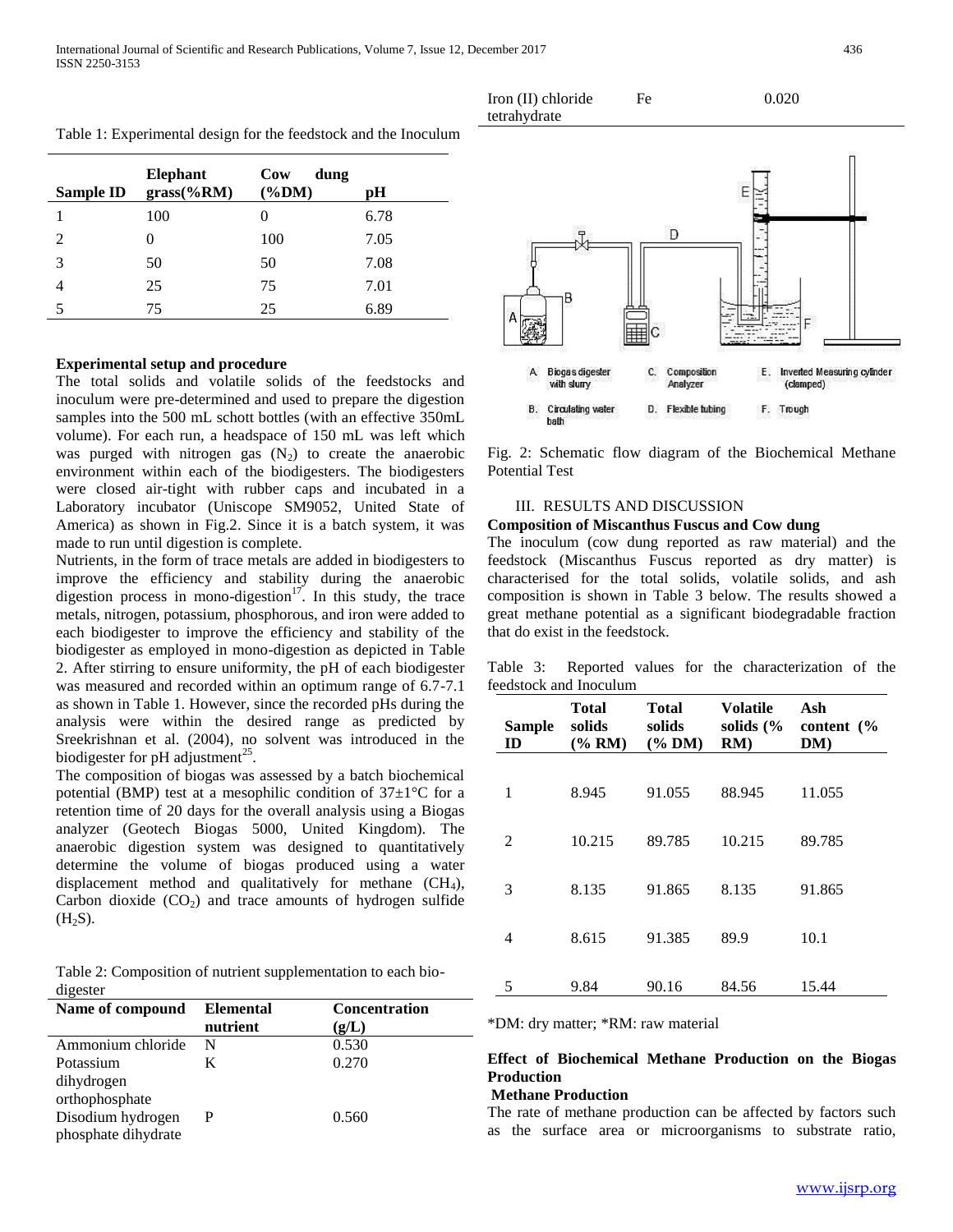Table 1: Experimental design for the feedstock and the Inoculum

| Sample ID | Elephant grass(%RM) | Cow dung (%DM) | pH |
|---|---|---|---|
| 1 | 100 | 0 | 6.78 |
| 2 | 0 | 100 | 7.05 |
| 3 | 50 | 50 | 7.08 |
| 4 | 25 | 75 | 7.01 |
| 5 | 75 | 25 | 6.89 |

**Experimental setup and procedure**

The total solids and volatile solids of the feedstocks and inoculum were pre-determined and used to prepare the digestion samples into the 500 mL schott bottles (with an effective 350mL volume). For each run, a headspace of 150 mL was left which was purged with nitrogen gas ($N_2$) to create the anaerobic environment within each of the biodigesters. The biodigesters were closed air-tight with rubber caps and incubated in a Laboratory incubator (Uniscope SM9052, United State of America) as shown in Fig.2. Since it is a batch system, it was made to run until digestion is complete.

Nutrients, in the form of trace metals are added in biodigesters to improve the efficiency and stability during the anaerobic digestion process in mono-digestion[17]. In this study, the trace metals, nitrogen, potassium, phosphorous, and iron were added to each biodigester to improve the efficiency and stability of the biodigester as employed in mono-digestion as depicted in Table 2. After stirring to ensure uniformity, the pH of each biodigester was measured and recorded within an optimum range of 6.7-7.1 as shown in Table 1. However, since the recorded pHs during the analysis were within the desired range as predicted by Sreekrishnan et al. (2004), no solvent was introduced in the biodigester for pH adjustment[25].

The composition of biogas was assessed by a batch biochemical potential (BMP) test at a mesophilic condition of 37±1°C for a retention time of 20 days for the overall analysis using a Biogas analyzer (Geotech Biogas 5000, United Kingdom). The anaerobic digestion system was designed to quantitatively determine the volume of biogas produced using a water displacement method and qualitatively for methane ($CH_4$), Carbon dioxide ($CO_2$) and trace amounts of hydrogen sulfide ($H_2S$).

Table 2: Composition of nutrient supplementation to each bio-digester

| Name of compound | Elemental nutrient | Concentration (g/L) |
|---|---|---|
| Ammonium chloride | N | 0.530 |
| Potassium dihydrogen orthophosphate | K | 0.270 |
| Disodium hydrogen phosphate dihydrate | P | 0.560 |
| Iron (II) chloride tetrahydrate | Fe | 0.020 |

A. Biogas digester with slurry; B. Circulating water bath; C. Composition Analyzer; D. Flexible tubing; E. Inverted Measuring cylinder (clamped); F. Trough

Fig. 2: Schematic flow diagram of the Biochemical Methane Potential Test

## III. RESULTS AND DISCUSSION

**Composition of Miscanthus Fuscus and Cow dung**

The inoculum (cow dung reported as raw material) and the feedstock (Miscanthus Fuscus reported as dry matter) is characterised for the total solids, volatile solids, and ash composition is shown in Table 3 below. The results showed a great methane potential as a significant biodegradable fraction that do exist in the feedstock.

Table 3: Reported values for the characterization of the feedstock and Inoculum

| Sample ID | Total solids (% RM) | Total solids (% DM) | Volatile solids (% RM) | Ash content (% DM) |
|---|---|---|---|---|
| 1 | 8.945 | 91.055 | 88.945 | 11.055 |
| 2 | 10.215 | 89.785 | 10.215 | 89.785 |
| 3 | 8.135 | 91.865 | 8.135 | 91.865 |
| 4 | 8.615 | 91.385 | 89.9 | 10.1 |
| 5 | 9.84 | 90.16 | 84.56 | 15.44 |

*DM: dry matter; *RM: raw material

**Effect of Biochemical Methane Production on the Biogas Production**

**Methane Production**

The rate of methane production can be affected by factors such as the surface area or microorganisms to substrate ratio,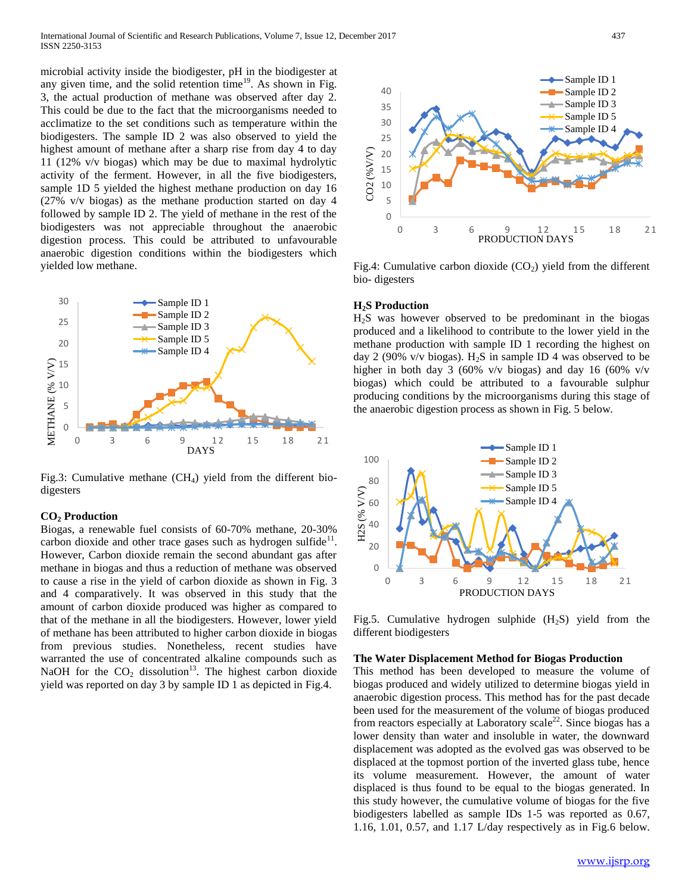microbial activity inside the biodigester, pH in the biodigester at any given time, and the solid retention time[19]. As shown in Fig. 3, the actual production of methane was observed after day 2. This could be due to the fact that the microorganisms needed to acclimatize to the set conditions such as temperature within the biodigesters. The sample ID 2 was also observed to yield the highest amount of methane after a sharp rise from day 4 to day 11 (12% v/v biogas) which may be due to maximal hydrolytic activity of the ferment. However, in all the five biodigesters, sample 1D 5 yielded the highest methane production on day 16 (27% v/v biogas) as the methane production started on day 4 followed by sample ID 2. The yield of methane in the rest of the biodigesters was not appreciable throughout the anaerobic digestion process. This could be attributed to unfavourable anaerobic digestion conditions within the biodigesters which yielded low methane.

Fig.3: Cumulative methane ($CH_4$) yield from the different bio-digesters

### $CO_2$ Production

Biogas, a renewable fuel consists of 60-70% methane, 20-30% carbon dioxide and other trace gases such as hydrogen sulfide[11]. However, Carbon dioxide remain the second abundant gas after methane in biogas and thus a reduction of methane was observed to cause a rise in the yield of carbon dioxide as shown in Fig. 3 and 4 comparatively. It was observed in this study that the amount of carbon dioxide produced was higher as compared to that of the methane in all the biodigesters. However, lower yield of methane has been attributed to higher carbon dioxide in biogas from previous studies. Nonetheless, recent studies have warranted the use of concentrated alkaline compounds such as NaOH for the $CO_2$ dissolution[13]. The highest carbon dioxide yield was reported on day 3 by sample ID 1 as depicted in Fig.4.

Fig.4: Cumulative carbon dioxide ($CO_2$) yield from the different bio- digesters

### $H_2S$ Production

$H_2S$ was however observed to be predominant in the biogas produced and a likelihood to contribute to the lower yield in the methane production with sample ID 1 recording the highest on day 2 (90% v/v biogas). $H_2S$ in sample ID 4 was observed to be higher in both day 3 (60% v/v biogas) and day 16 (60% v/v biogas) which could be attributed to a favourable sulphur producing conditions by the microorganisms during this stage of the anaerobic digestion process as shown in Fig. 5 below.

Fig.5. Cumulative hydrogen sulphide ($H_2S$) yield from the different biodigesters

### The Water Displacement Method for Biogas Production

This method has been developed to measure the volume of biogas produced and widely utilized to determine biogas yield in anaerobic digestion process. This method has for the past decade been used for the measurement of the volume of biogas produced from reactors especially at Laboratory scale[22]. Since biogas has a lower density than water and insoluble in water, the downward displacement was adopted as the evolved gas was observed to be displaced at the topmost portion of the inverted glass tube, hence its volume measurement. However, the amount of water displaced is thus found to be equal to the biogas generated. In this study however, the cumulative volume of biogas for the five biodigesters labelled as sample IDs 1-5 was reported as 0.67, 1.16, 1.01, 0.57, and 1.17 L/day respectively as in Fig.6 below.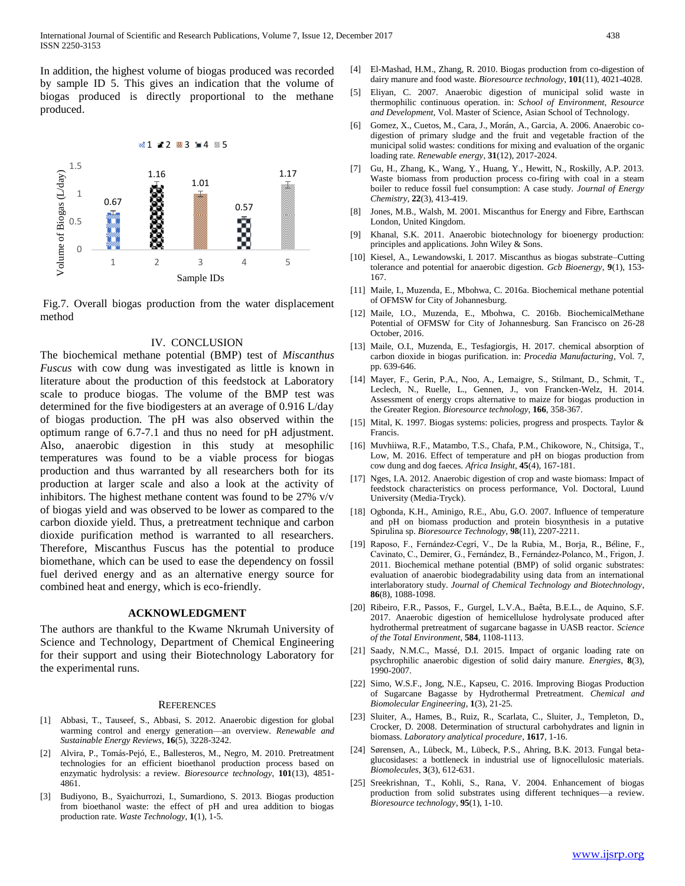In addition, the highest volume of biogas produced was recorded by sample ID 5. This gives an indication that the volume of biogas produced is directly proportional to the methane produced.

Fig.7. Overall biogas production from the water displacement method

## IV. CONCLUSION

The biochemical methane potential (BMP) test of *Miscanthus Fuscus* with cow dung was investigated as little is known in literature about the production of this feedstock at Laboratory scale to produce biogas. The volume of the BMP test was determined for the five biodigesters at an average of 0.916 L/day of biogas production. The pH was also observed within the optimum range of 6.7-7.1 and thus no need for pH adjustment. Also, anaerobic digestion in this study at mesophilic temperatures was found to be a viable process for biogas production and thus warranted by all researchers both for its production at larger scale and also a look at the activity of inhibitors. The highest methane content was found to be 27% v/v of biogas yield and was observed to be lower as compared to the carbon dioxide yield. Thus, a pretreatment technique and carbon dioxide purification method is warranted to all researchers. Therefore, Miscanthus Fuscus has the potential to produce biomethane, which can be used to ease the dependency on fossil fuel derived energy and as an alternative energy source for combined heat and energy, which is eco-friendly.

## ACKNOWLEDGMENT

The authors are thankful to the Kwame Nkrumah University of Science and Technology, Department of Chemical Engineering for their support and using their Biotechnology Laboratory for the experimental runs.

## REFERENCES

[1] Abbasi, T., Tauseef, S., Abbasi, S. 2012. Anaerobic digestion for global warming control and energy generation—an overview. *Renewable and Sustainable Energy Reviews*, **16**(5), 3228-3242.

[2] Alvira, P., Tomás-Pejó, E., Ballesteros, M., Negro, M. 2010. Pretreatment technologies for an efficient bioethanol production process based on enzymatic hydrolysis: a review. *Bioresource technology*, **101**(13), 4851-4861.

[3] Budiyono, B., Syaichurrozi, I., Sumardiono, S. 2013. Biogas production from bioethanol waste: the effect of pH and urea addition to biogas production rate. *Waste Technology*, **1**(1), 1-5.

[4] El-Mashad, H.M., Zhang, R. 2010. Biogas production from co-digestion of dairy manure and food waste. *Bioresource technology*, **101**(11), 4021-4028.

[5] Eliyan, C. 2007. Anaerobic digestion of municipal solid waste in thermophilic continuous operation. in: *School of Environment, Resource and Development*, Vol. Master of Science, Asian School of Technology.

[6] Gomez, X., Cuetos, M., Cara, J., Morán, A., Garcia, A. 2006. Anaerobic co-digestion of primary sludge and the fruit and vegetable fraction of the municipal solid wastes: conditions for mixing and evaluation of the organic loading rate. *Renewable energy*, **31**(12), 2017-2024.

[7] Gu, H., Zhang, K., Wang, Y., Huang, Y., Hewitt, N., Roskilly, A.P. 2013. Waste biomass from production process co-firing with coal in a steam boiler to reduce fossil fuel consumption: A case study. *Journal of Energy Chemistry*, **22**(3), 413-419.

[8] Jones, M.B., Walsh, M. 2001. Miscanthus for Energy and Fibre, Earthscan London, United Kingdom.

[9] Khanal, S.K. 2011. Anaerobic biotechnology for bioenergy production: principles and applications. John Wiley & Sons.

[10] Kiesel, A., Lewandowski, I. 2017. Miscanthus as biogas substrate–Cutting tolerance and potential for anaerobic digestion. *Gcb Bioenergy*, **9**(1), 153-167.

[11] Maile, I., Muzenda, E., Mbohwa, C. 2016a. Biochemical methane potential of OFMSW for City of Johannesburg.

[12] Maile, I.O., Muzenda, E., Mbohwa, C. 2016b. BiochemicalMethane Potential of OFMSW for City of Johannesburg. San Francisco on 26-28 October, 2016.

[13] Maile, O.I., Muzenda, E., Tesfagiorgis, H. 2017. chemical absorption of carbon dioxide in biogas purification. in: *Procedia Manufacturing*, Vol. 7, pp. 639-646.

[14] Mayer, F., Gerin, P.A., Noo, A., Lemaigre, S., Stilmant, D., Schmit, T., Leclech, N., Ruelle, L., Gennen, J., von Francken-Welz, H. 2014. Assessment of energy crops alternative to maize for biogas production in the Greater Region. *Bioresource technology*, **166**, 358-367.

[15] Mital, K. 1997. Biogas systems: policies, progress and prospects. Taylor & Francis.

[16] Muvhiiwa, R.F., Matambo, T.S., Chafa, P.M., Chikowore, N., Chitsiga, T., Low, M. 2016. Effect of temperature and pH on biogas production from cow dung and dog faeces. *Africa Insight*, **45**(4), 167-181.

[17] Nges, I.A. 2012. Anaerobic digestion of crop and waste biomass: Impact of feedstock characteristics on process performance, Vol. Doctoral, Luund University (Media-Tryck).

[18] Ogbonda, K.H., Aminigo, R.E., Abu, G.O. 2007. Influence of temperature and pH on biomass production and protein biosynthesis in a putative Spirulina sp. *Bioresource Technology*, **98**(11), 2207-2211.

[19] Raposo, F., Fernández-Cegrí, V., De la Rubia, M., Borja, R., Béline, F., Cavinato, C., Demirer, G., Fernández, B., Fernández-Polanco, M., Frigon, J. 2011. Biochemical methane potential (BMP) of solid organic substrates: evaluation of anaerobic biodegradability using data from an international interlaboratory study. *Journal of Chemical Technology and Biotechnology*, **86**(8), 1088-1098.

[20] Ribeiro, F.R., Passos, F., Gurgel, L.V.A., Baêta, B.E.L., de Aquino, S.F. 2017. Anaerobic digestion of hemicellulose hydrolysate produced after hydrothermal pretreatment of sugarcane bagasse in UASB reactor. *Science of the Total Environment*, **584**, 1108-1113.

[21] Saady, N.M.C., Massé, D.I. 2015. Impact of organic loading rate on psychrophilic anaerobic digestion of solid dairy manure. *Energies*, **8**(3), 1990-2007.

[22] Simo, W.S.F., Jong, N.E., Kapseu, C. 2016. Improving Biogas Production of Sugarcane Bagasse by Hydrothermal Pretreatment. *Chemical and Biomolecular Engineering*, **1**(3), 21-25.

[23] Sluiter, A., Hames, B., Ruiz, R., Scarlata, C., Sluiter, J., Templeton, D., Crocker, D. 2008. Determination of structural carbohydrates and lignin in biomass. *Laboratory analytical procedure*, **1617**, 1-16.

[24] Sørensen, A., Lübeck, M., Lübeck, P.S., Ahring, B.K. 2013. Fungal beta-glucosidases: a bottleneck in industrial use of lignocellulosic materials. *Biomolecules*, **3**(3), 612-631.

[25] Sreekrishnan, T., Kohli, S., Rana, V. 2004. Enhancement of biogas production from solid substrates using different techniques—a review. *Bioresource technology*, **95**(1), 1-10.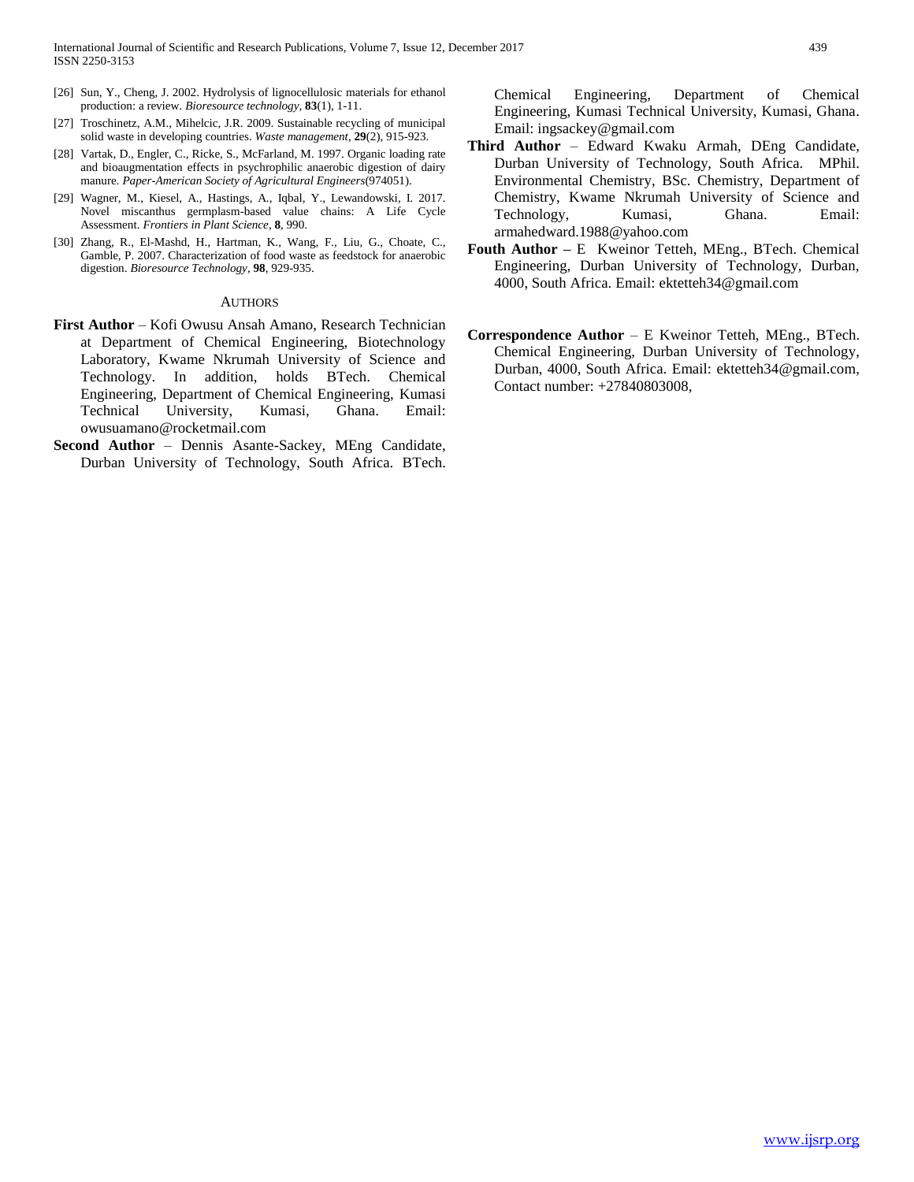[26] Sun, Y., Cheng, J. 2002. Hydrolysis of lignocellulosic materials for ethanol production: a review. *Bioresource technology*, **83**(1), 1-11.

[27] Troschinetz, A.M., Mihelcic, J.R. 2009. Sustainable recycling of municipal solid waste in developing countries. *Waste management*, **29**(2), 915-923.

[28] Vartak, D., Engler, C., Ricke, S., McFarland, M. 1997. Organic loading rate and bioaugmentation effects in psychrophilic anaerobic digestion of dairy manure. *Paper-American Society of Agricultural Engineers*(974051).

[29] Wagner, M., Kiesel, A., Hastings, A., Iqbal, Y., Lewandowski, I. 2017. Novel miscanthus germplasm-based value chains: A Life Cycle Assessment. *Frontiers in Plant Science*, **8**, 990.

[30] Zhang, R., El-Mashd, H., Hartman, K., Wang, F., Liu, G., Choate, C., Gamble, P. 2007. Characterization of food waste as feedstock for anaerobic digestion. *Bioresource Technology*, **98**, 929-935.

## AUTHORS

**First Author** – Kofi Owusu Ansah Amano, Research Technician at Department of Chemical Engineering, Biotechnology Laboratory, Kwame Nkrumah University of Science and Technology. In addition, holds BTech. Chemical Engineering, Department of Chemical Engineering, Kumasi Technical University, Kumasi, Ghana. Email: owusuamano@rocketmail.com

**Second Author** – Dennis Asante-Sackey, MEng Candidate, Durban University of Technology, South Africa. BTech. Chemical Engineering, Department of Chemical Engineering, Kumasi Technical University, Kumasi, Ghana. Email: ingsackey@gmail.com

**Third Author** – Edward Kwaku Armah, DEng Candidate, Durban University of Technology, South Africa. MPhil. Environmental Chemistry, BSc. Chemistry, Department of Chemistry, Kwame Nkrumah University of Science and Technology, Kumasi, Ghana. Email: armahedward.1988@yahoo.com

**Fouth Author –** E Kweinor Tetteh, MEng., BTech. Chemical Engineering, Durban University of Technology, Durban, 4000, South Africa. Email: ektetteh34@gmail.com

**Correspondence Author** – E Kweinor Tetteh, MEng., BTech. Chemical Engineering, Durban University of Technology, Durban, 4000, South Africa. Email: ektetteh34@gmail.com, Contact number: +27840803008,